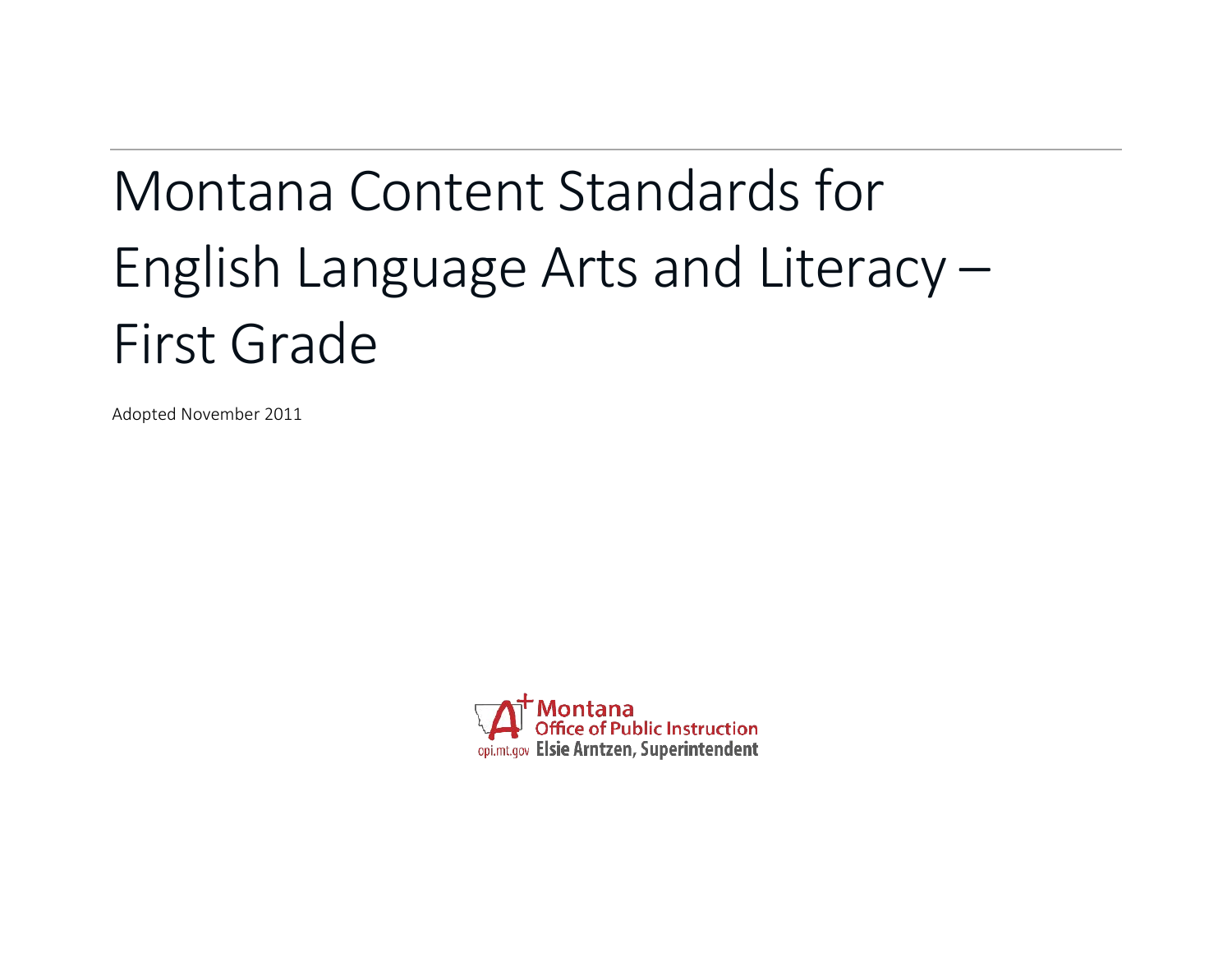# Montana Content Standards for English Language Arts and Literacy – First Grade

Adopted November 2011

Montana Office of Public Instruction
opi.mt.gov Elsie Arntzen, Superintendent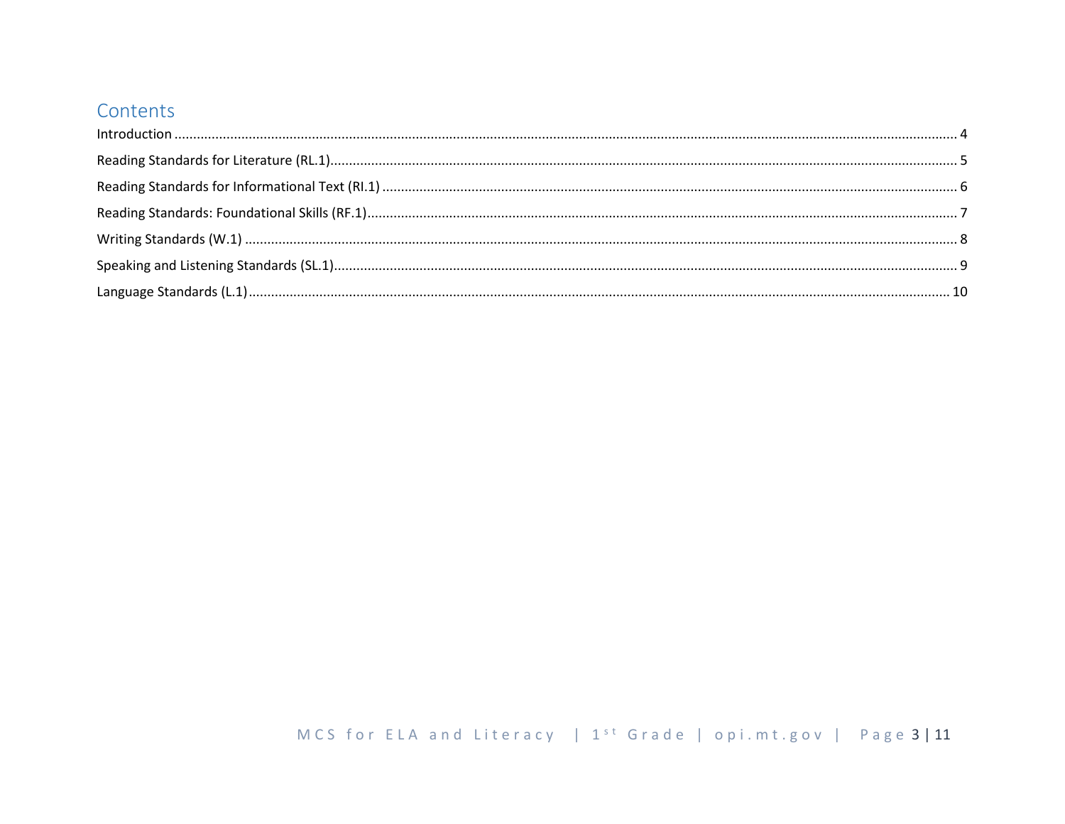# Contents

Introduction ........................................................................................................................................................................................ 4

Reading Standards for Literature (RL.1)................................................................................................................................................ 5

Reading Standards for Informational Text (RI.1) .................................................................................................................................. 6

Reading Standards: Foundational Skills (RF.1)...................................................................................................................................... 7

Writing Standards (W.1) ....................................................................................................................................................................... 8

Speaking and Listening Standards (SL.1)................................................................................................................................................ 9

Language Standards (L.1)..................................................................................................................................................................... 10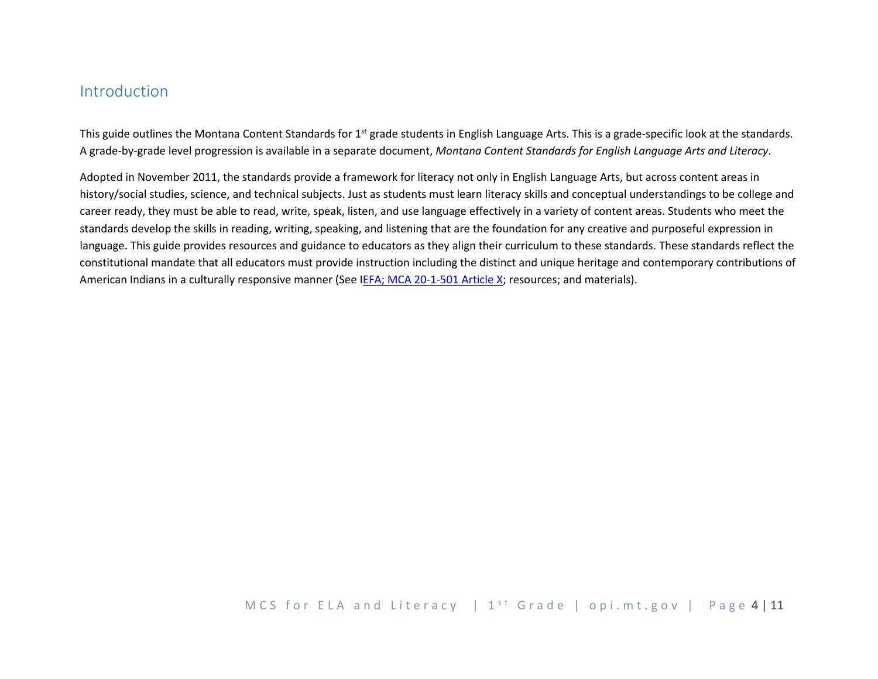## Introduction

This guide outlines the Montana Content Standards for 1st grade students in English Language Arts. This is a grade-specific look at the standards. A grade-by-grade level progression is available in a separate document, *Montana Content Standards for English Language Arts and Literacy*.

Adopted in November 2011, the standards provide a framework for literacy not only in English Language Arts, but across content areas in history/social studies, science, and technical subjects. Just as students must learn literacy skills and conceptual understandings to be college and career ready, they must be able to read, write, speak, listen, and use language effectively in a variety of content areas. Students who meet the standards develop the skills in reading, writing, speaking, and listening that are the foundation for any creative and purposeful expression in language. This guide provides resources and guidance to educators as they align their curriculum to these standards. These standards reflect the constitutional mandate that all educators must provide instruction including the distinct and unique heritage and contemporary contributions of American Indians in a culturally responsive manner (See IEFA; MCA 20-1-501 Article X; resources; and materials).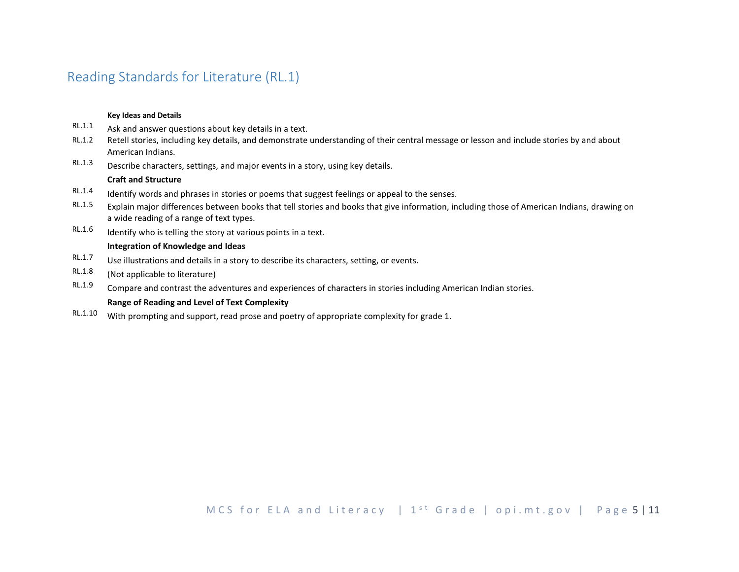## Reading Standards for Literature (RL.1)

**Key Ideas and Details**

RL.1.1 Ask and answer questions about key details in a text.

RL.1.2 Retell stories, including key details, and demonstrate understanding of their central message or lesson and include stories by and about American Indians.

RL.1.3 Describe characters, settings, and major events in a story, using key details.

**Craft and Structure**

RL.1.4 Identify words and phrases in stories or poems that suggest feelings or appeal to the senses.

RL.1.5 Explain major differences between books that tell stories and books that give information, including those of American Indians, drawing on a wide reading of a range of text types.

RL.1.6 Identify who is telling the story at various points in a text.

**Integration of Knowledge and Ideas**

RL.1.7 Use illustrations and details in a story to describe its characters, setting, or events.

RL.1.8 (Not applicable to literature)

RL.1.9 Compare and contrast the adventures and experiences of characters in stories including American Indian stories.

**Range of Reading and Level of Text Complexity**

RL.1.10 With prompting and support, read prose and poetry of appropriate complexity for grade 1.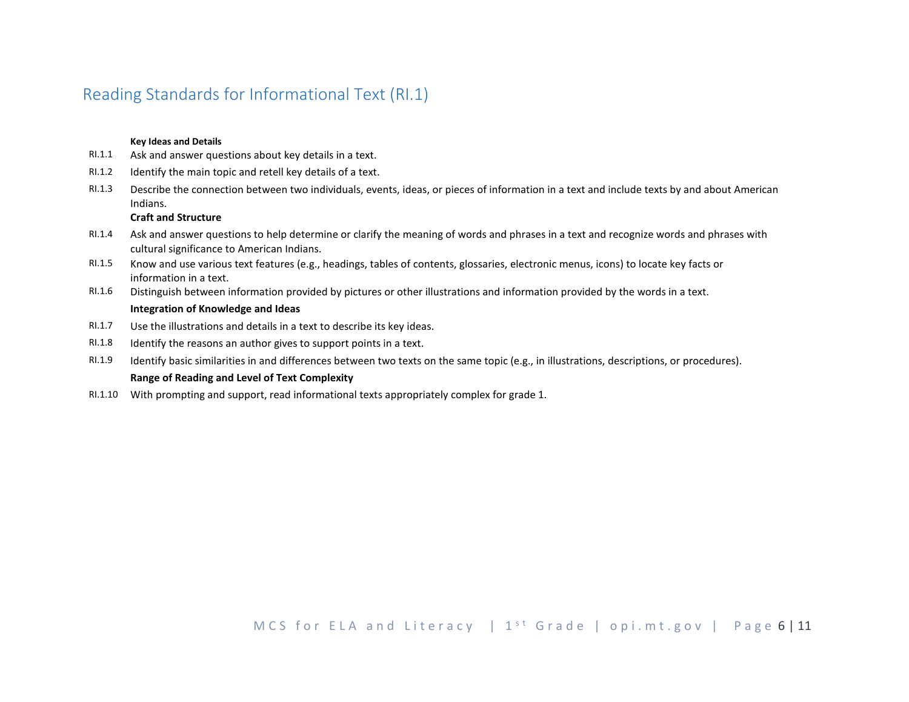## Reading Standards for Informational Text (RI.1)

**Key Ideas and Details**

RI.1.1 Ask and answer questions about key details in a text.

RI.1.2 Identify the main topic and retell key details of a text.

RI.1.3 Describe the connection between two individuals, events, ideas, or pieces of information in a text and include texts by and about American Indians.

**Craft and Structure**

RI.1.4 Ask and answer questions to help determine or clarify the meaning of words and phrases in a text and recognize words and phrases with cultural significance to American Indians.

RI.1.5 Know and use various text features (e.g., headings, tables of contents, glossaries, electronic menus, icons) to locate key facts or information in a text.

RI.1.6 Distinguish between information provided by pictures or other illustrations and information provided by the words in a text.

**Integration of Knowledge and Ideas**

RI.1.7 Use the illustrations and details in a text to describe its key ideas.

RI.1.8 Identify the reasons an author gives to support points in a text.

RI.1.9 Identify basic similarities in and differences between two texts on the same topic (e.g., in illustrations, descriptions, or procedures).

**Range of Reading and Level of Text Complexity**

RI.1.10 With prompting and support, read informational texts appropriately complex for grade 1.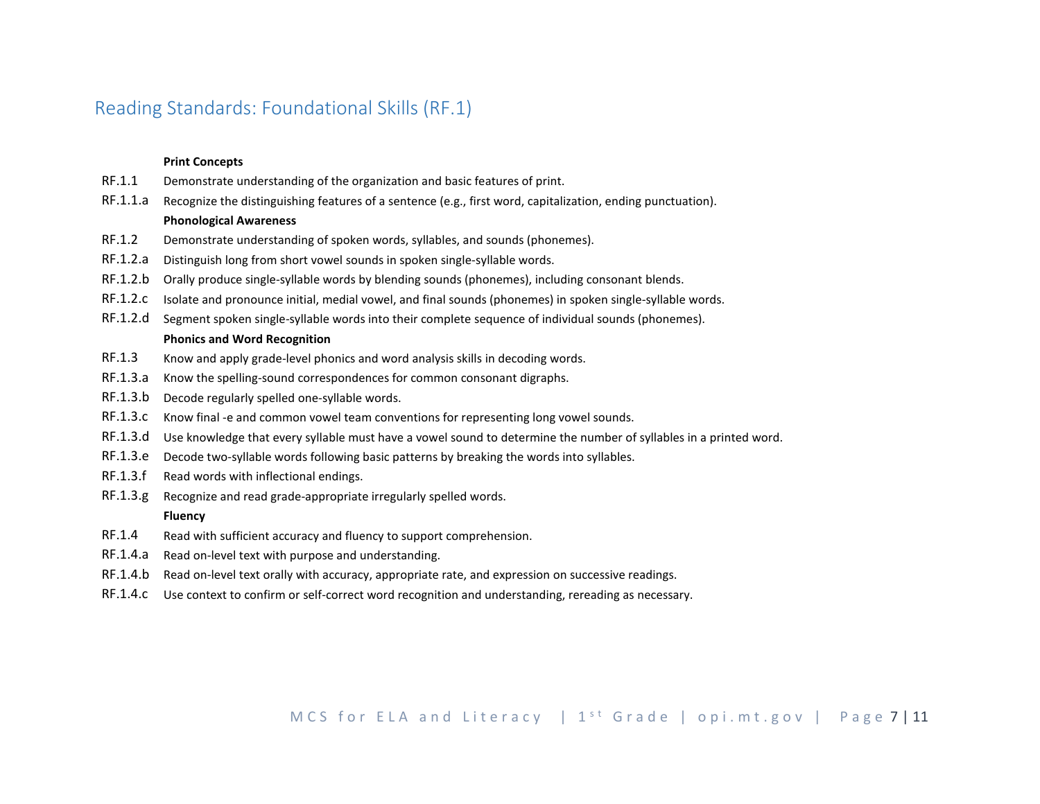## Reading Standards: Foundational Skills (RF.1)

| | |
|---|---|
| | **Print Concepts** |
| RF.1.1 | Demonstrate understanding of the organization and basic features of print. |
| RF.1.1.a | Recognize the distinguishing features of a sentence (e.g., first word, capitalization, ending punctuation). |
| | **Phonological Awareness** |
| RF.1.2 | Demonstrate understanding of spoken words, syllables, and sounds (phonemes). |
| RF.1.2.a | Distinguish long from short vowel sounds in spoken single-syllable words. |
| RF.1.2.b | Orally produce single-syllable words by blending sounds (phonemes), including consonant blends. |
| RF.1.2.c | Isolate and pronounce initial, medial vowel, and final sounds (phonemes) in spoken single-syllable words. |
| RF.1.2.d | Segment spoken single-syllable words into their complete sequence of individual sounds (phonemes). |
| | **Phonics and Word Recognition** |
| RF.1.3 | Know and apply grade-level phonics and word analysis skills in decoding words. |
| RF.1.3.a | Know the spelling-sound correspondences for common consonant digraphs. |
| RF.1.3.b | Decode regularly spelled one-syllable words. |
| RF.1.3.c | Know final -e and common vowel team conventions for representing long vowel sounds. |
| RF.1.3.d | Use knowledge that every syllable must have a vowel sound to determine the number of syllables in a printed word. |
| RF.1.3.e | Decode two-syllable words following basic patterns by breaking the words into syllables. |
| RF.1.3.f | Read words with inflectional endings. |
| RF.1.3.g | Recognize and read grade-appropriate irregularly spelled words. |
| | **Fluency** |
| RF.1.4 | Read with sufficient accuracy and fluency to support comprehension. |
| RF.1.4.a | Read on-level text with purpose and understanding. |
| RF.1.4.b | Read on-level text orally with accuracy, appropriate rate, and expression on successive readings. |
| RF.1.4.c | Use context to confirm or self-correct word recognition and understanding, rereading as necessary. |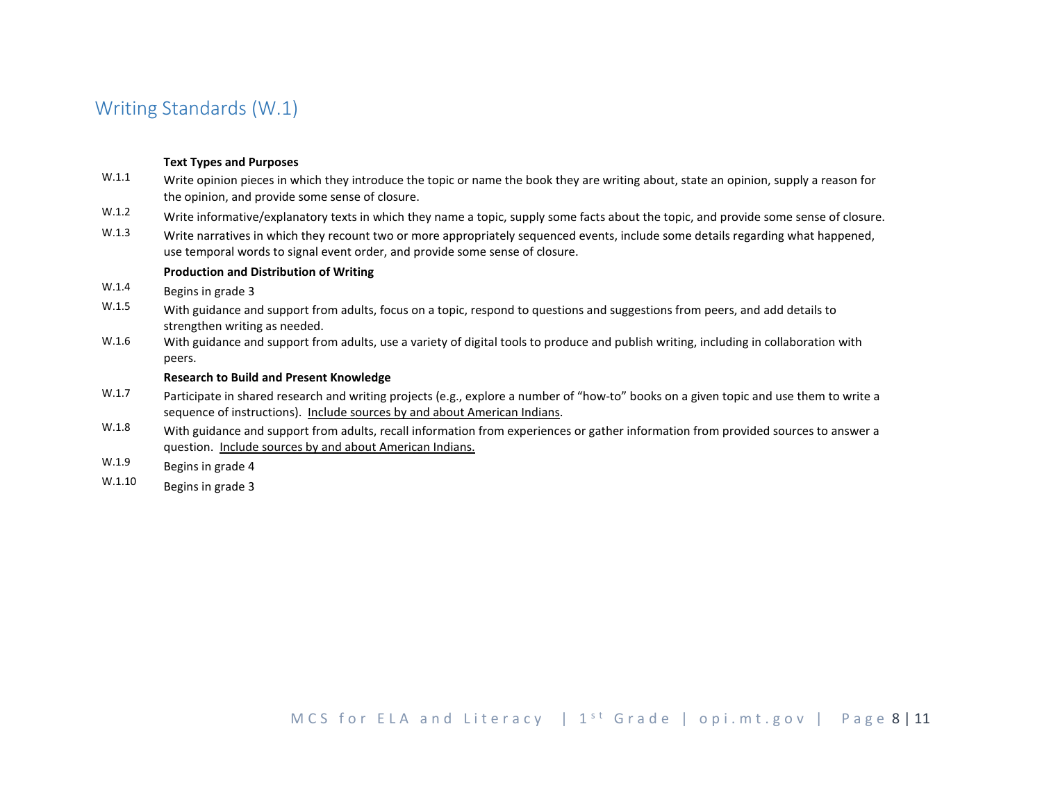## Writing Standards (W.1)

**Text Types and Purposes**

W.1.1 Write opinion pieces in which they introduce the topic or name the book they are writing about, state an opinion, supply a reason for the opinion, and provide some sense of closure.

W.1.2 Write informative/explanatory texts in which they name a topic, supply some facts about the topic, and provide some sense of closure.

W.1.3 Write narratives in which they recount two or more appropriately sequenced events, include some details regarding what happened, use temporal words to signal event order, and provide some sense of closure.

**Production and Distribution of Writing**

W.1.4 Begins in grade 3

W.1.5 With guidance and support from adults, focus on a topic, respond to questions and suggestions from peers, and add details to strengthen writing as needed.

W.1.6 With guidance and support from adults, use a variety of digital tools to produce and publish writing, including in collaboration with peers.

**Research to Build and Present Knowledge**

W.1.7 Participate in shared research and writing projects (e.g., explore a number of "how-to" books on a given topic and use them to write a sequence of instructions). Include sources by and about American Indians.

W.1.8 With guidance and support from adults, recall information from experiences or gather information from provided sources to answer a question. Include sources by and about American Indians.

W.1.9 Begins in grade 4

W.1.10 Begins in grade 3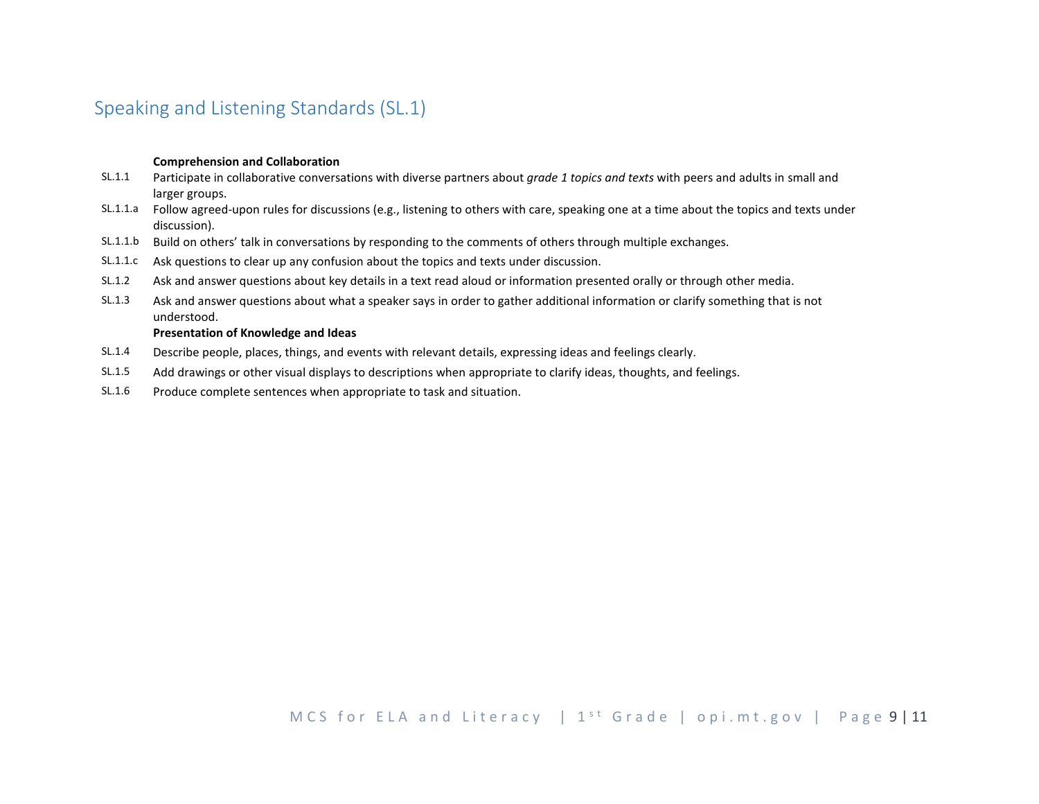## Speaking and Listening Standards (SL.1)

**Comprehension and Collaboration**

SL.1.1 Participate in collaborative conversations with diverse partners about *grade 1 topics and texts* with peers and adults in small and larger groups.

SL.1.1.a Follow agreed-upon rules for discussions (e.g., listening to others with care, speaking one at a time about the topics and texts under discussion).

SL.1.1.b Build on others' talk in conversations by responding to the comments of others through multiple exchanges.

SL.1.1.c Ask questions to clear up any confusion about the topics and texts under discussion.

SL.1.2 Ask and answer questions about key details in a text read aloud or information presented orally or through other media.

SL.1.3 Ask and answer questions about what a speaker says in order to gather additional information or clarify something that is not understood.

**Presentation of Knowledge and Ideas**

SL.1.4 Describe people, places, things, and events with relevant details, expressing ideas and feelings clearly.

SL.1.5 Add drawings or other visual displays to descriptions when appropriate to clarify ideas, thoughts, and feelings.

SL.1.6 Produce complete sentences when appropriate to task and situation.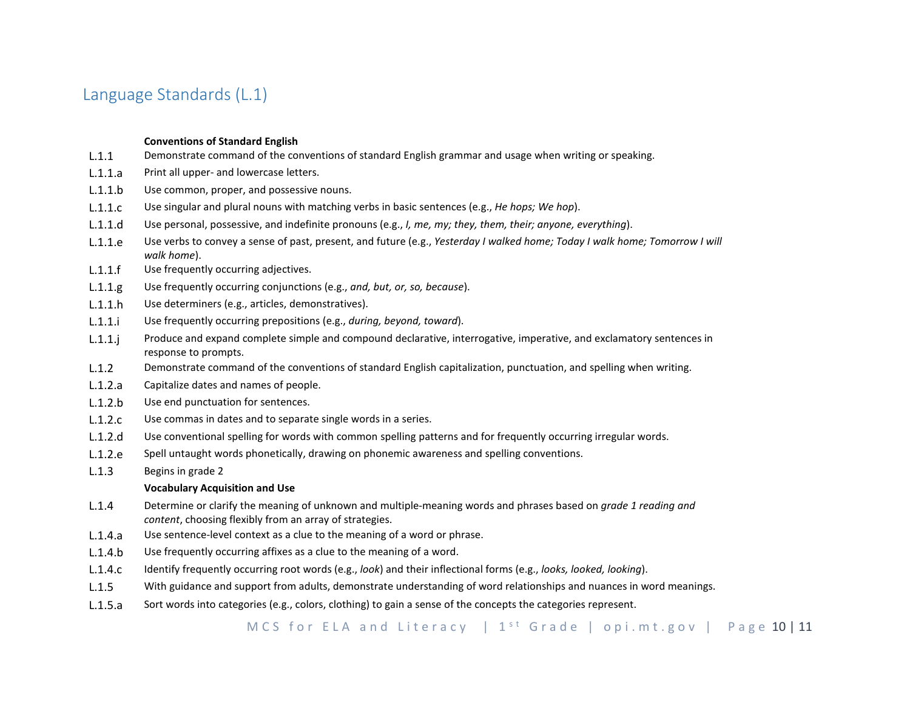## Language Standards (L.1)

**Conventions of Standard English**

| | |
|---|---|
| L.1.1 | Demonstrate command of the conventions of standard English grammar and usage when writing or speaking. |
| L.1.1.a | Print all upper- and lowercase letters. |
| L.1.1.b | Use common, proper, and possessive nouns. |
| L.1.1.c | Use singular and plural nouns with matching verbs in basic sentences (e.g., *He hops; We hop*). |
| L.1.1.d | Use personal, possessive, and indefinite pronouns (e.g., *I, me, my; they, them, their; anyone, everything*). |
| L.1.1.e | Use verbs to convey a sense of past, present, and future (e.g., *Yesterday I walked home; Today I walk home; Tomorrow I will walk home*). |
| L.1.1.f | Use frequently occurring adjectives. |
| L.1.1.g | Use frequently occurring conjunctions (e.g., *and, but, or, so, because*). |
| L.1.1.h | Use determiners (e.g., articles, demonstratives). |
| L.1.1.i | Use frequently occurring prepositions (e.g., *during, beyond, toward*). |
| L.1.1.j | Produce and expand complete simple and compound declarative, interrogative, imperative, and exclamatory sentences in response to prompts. |
| L.1.2 | Demonstrate command of the conventions of standard English capitalization, punctuation, and spelling when writing. |
| L.1.2.a | Capitalize dates and names of people. |
| L.1.2.b | Use end punctuation for sentences. |
| L.1.2.c | Use commas in dates and to separate single words in a series. |
| L.1.2.d | Use conventional spelling for words with common spelling patterns and for frequently occurring irregular words. |
| L.1.2.e | Spell untaught words phonetically, drawing on phonemic awareness and spelling conventions. |
| L.1.3 | Begins in grade 2 |

**Vocabulary Acquisition and Use**

| | |
|---|---|
| L.1.4 | Determine or clarify the meaning of unknown and multiple-meaning words and phrases based on *grade 1 reading and content*, choosing flexibly from an array of strategies. |
| L.1.4.a | Use sentence-level context as a clue to the meaning of a word or phrase. |
| L.1.4.b | Use frequently occurring affixes as a clue to the meaning of a word. |
| L.1.4.c | Identify frequently occurring root words (e.g., *look*) and their inflectional forms (e.g., *looks, looked, looking*). |
| L.1.5 | With guidance and support from adults, demonstrate understanding of word relationships and nuances in word meanings. |
| L.1.5.a | Sort words into categories (e.g., colors, clothing) to gain a sense of the concepts the categories represent. |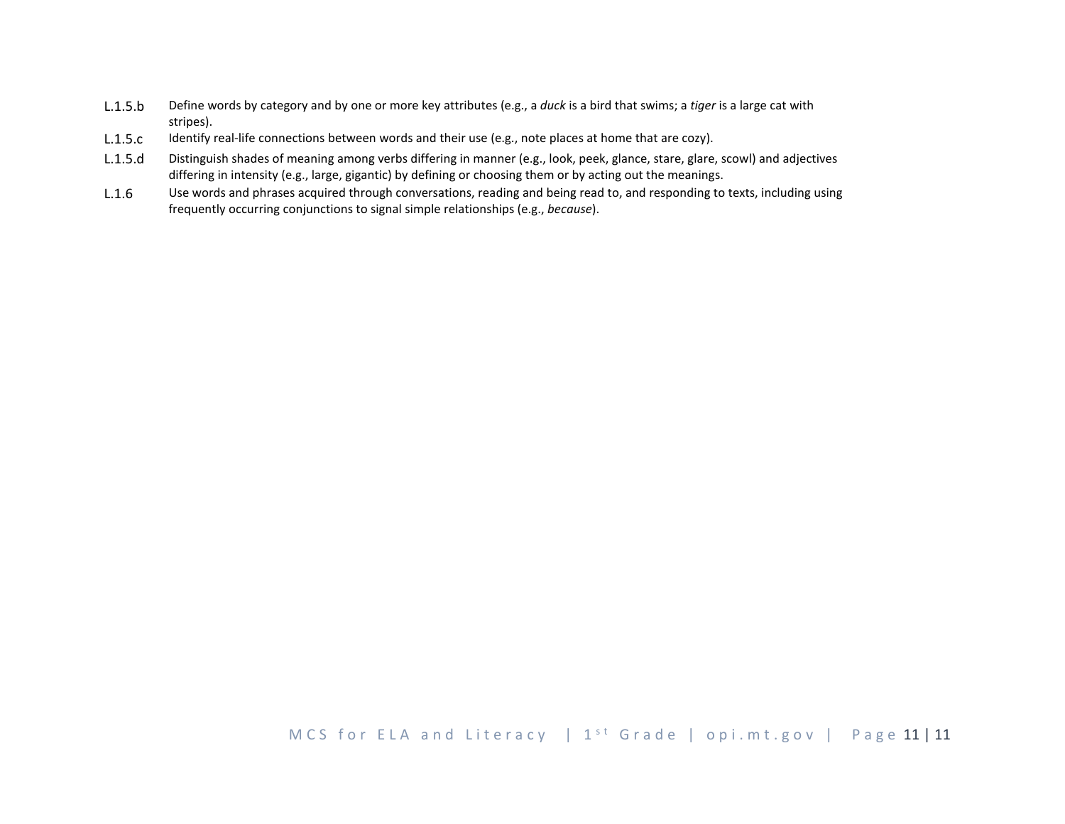L.1.5.b Define words by category and by one or more key attributes (e.g., a *duck* is a bird that swims; a *tiger* is a large cat with stripes).

L.1.5.c Identify real-life connections between words and their use (e.g., note places at home that are cozy).

L.1.5.d Distinguish shades of meaning among verbs differing in manner (e.g., look, peek, glance, stare, glare, scowl) and adjectives differing in intensity (e.g., large, gigantic) by defining or choosing them or by acting out the meanings.

L.1.6 Use words and phrases acquired through conversations, reading and being read to, and responding to texts, including using frequently occurring conjunctions to signal simple relationships (e.g., *because*).